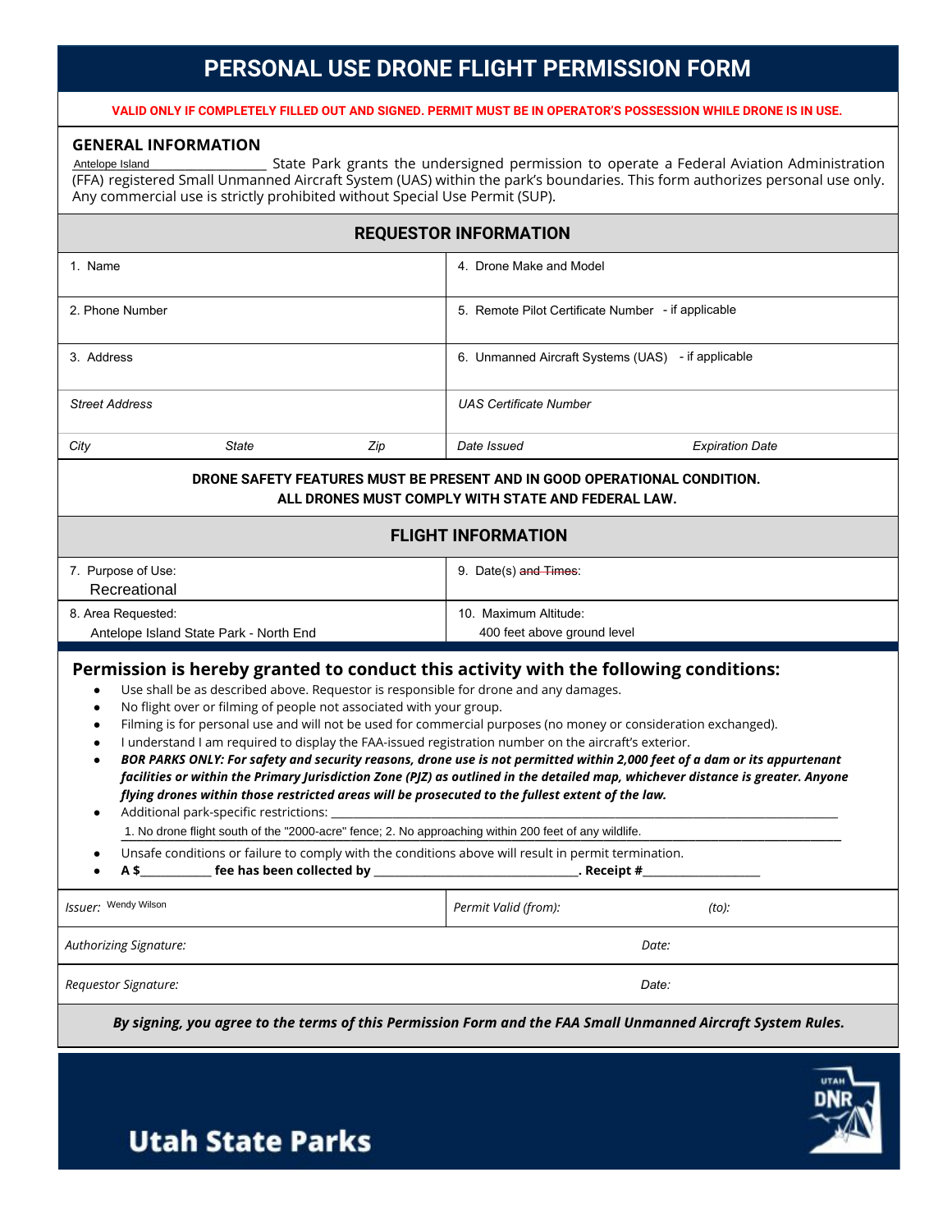# PERSONAL USE DRONE FLIGHT PERMISSION FORM

**VALID ONLY IF COMPLETELY FILLED OUT AND SIGNED. PERMIT MUST BE IN OPERATOR'S POSSESSION WHILE DRONE IS IN USE.**

## GENERAL INFORMATION

Antelope Island __________________ State Park grants the undersigned permission to operate a Federal Aviation Administration (FFA) registered Small Unmanned Aircraft System (UAS) within the park's boundaries. This form authorizes personal use only. Any commercial use is strictly prohibited without Special Use Permit (SUP).

## REQUESTOR INFORMATION

| | |
|---|---|
| 1. Name | 4. Drone Make and Model |
| 2. Phone Number | 5. Remote Pilot Certificate Number - if applicable |
| 3. Address | 6. Unmanned Aircraft Systems (UAS) - if applicable |
| *Street Address* | *UAS Certificate Number* |
| *City* *State* *Zip* | *Date Issued* *Expiration Date* |

**DRONE SAFETY FEATURES MUST BE PRESENT AND IN GOOD OPERATIONAL CONDITION.**
**ALL DRONES MUST COMPLY WITH STATE AND FEDERAL LAW.**

## FLIGHT INFORMATION

| | |
|---|---|
| 7. Purpose of Use: Recreational | 9. Date(s) ~~and Times~~: |
| 8. Area Requested: Antelope Island State Park - North End | 10. Maximum Altitude: 400 feet above ground level |

## Permission is hereby granted to conduct this activity with the following conditions:

- Use shall be as described above. Requestor is responsible for drone and any damages.
- No flight over or filming of people not associated with your group.
- Filming is for personal use and will not be used for commercial purposes (no money or consideration exchanged).
- I understand I am required to display the FAA-issued registration number on the aircraft's exterior.
- ***BOR PARKS ONLY: For safety and security reasons, drone use is not permitted within 2,000 feet of a dam or its appurtenant facilities or within the Primary Jurisdiction Zone (PJZ) as outlined in the detailed map, whichever distance is greater. Anyone flying drones within those restricted areas will be prosecuted to the fullest extent of the law.***
- Additional park-specific restrictions: ____________________
  1. No drone flight south of the "2000-acre" fence; 2. No approaching within 200 feet of any wildlife.
- Unsafe conditions or failure to comply with the conditions above will result in permit termination.
- **A $__________ fee has been collected by ______________________________. Receipt #_________________**

| | | |
|---|---|---|
| *Issuer:* Wendy Wilson | *Permit Valid (from):* | *(to):* |
| *Authorizing Signature:* | | *Date:* |
| *Requestor Signature:* | | *Date:* |

***By signing, you agree to the terms of this Permission Form and the FAA Small Unmanned Aircraft System Rules.***

**Utah State Parks**

UTAH DNR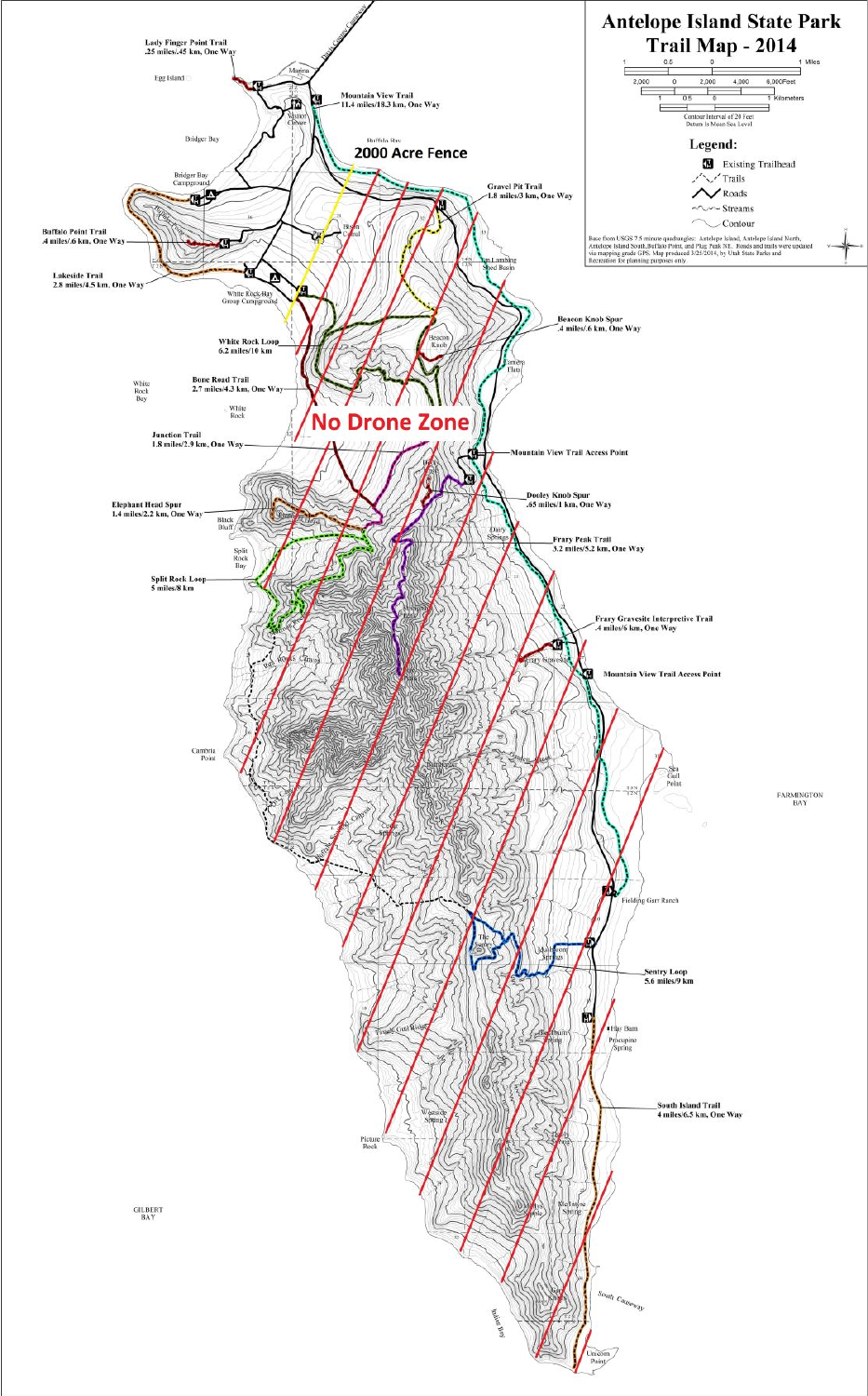# Antelope Island State Park Trail Map - 2014

1 0.5 0 1 Miles

2,000 0 2,000 4,000 6,000 Feet

1 0.5 0 1 Kilometers

Contour Interval of 20 Feet
Datum is Mean Sea Level

**Legend:**

- Existing Trailhead
- Trails
- Roads
- Streams
- Contour

Base from USGS 7.5 minute quadrangles: Antelope Island, Antelope Island North, Antelope Island South, Buffalo Point, and Plug Peak NE. Roads and trails were updated via mapping grade GPS. Map produced 3/25/2014, by Utah State Parks and Recreation for planning purposes only

**2000 Acre Fence**

**No Drone Zone**

Lady Finger Point Trail
.25 miles/.45 km, One Way

Mountain View Trail
11.4 miles/18.3 km, One Way

Gravel Pit Trail
1.8 miles/3 km, One Way

Buffalo Point Trail
.4 miles/.6 km, One Way

Lakeside Trail
2.8 miles/4.5 km, One Way

Beacon Knob Spur
.4 miles/.6 km, One Way

White Rock Loop
6.2 miles/10 km

Bone Road Trail
2.7 miles/4.3 km, One Way

Junction Trail
1.8 miles/2.9 km, One Way

Mountain View Trail Access Point

Elephant Head Spur
1.4 miles/2.2 km, One Way

Dooley Knob Spur
.65 miles/1 km, One Way

Frary Peak Trail
3.2 miles/5.2 km, One Way

Split Rock Loop
5 miles/8 km

Frary Gravesite Interpretive Trail
.4 miles/.6 km, One Way

Mountain View Trail Access Point

Sentry Loop
5.6 miles/9 km

South Island Trail
4 miles/6.5 km, One Way

Egg Island
Marina
Visitor Center
Bridger Bay
Bridger Bay Campground
Buffalo Bay
Bison Corral
White Rock Bay Group Campground
White Rock Bay
White Rock
Beacon Knob
Lamb Flats
Black Bluff
Split Rock Bay
Dairy Springs
Frary Gravesite
Cambria Point
Sea Gull Point
FARMINGTON BAY
Fielding Garr Ranch
Hay Barn
Porcupine Spring
GILBERT BAY
Picture Rock
South Causeway
Unicorn Point